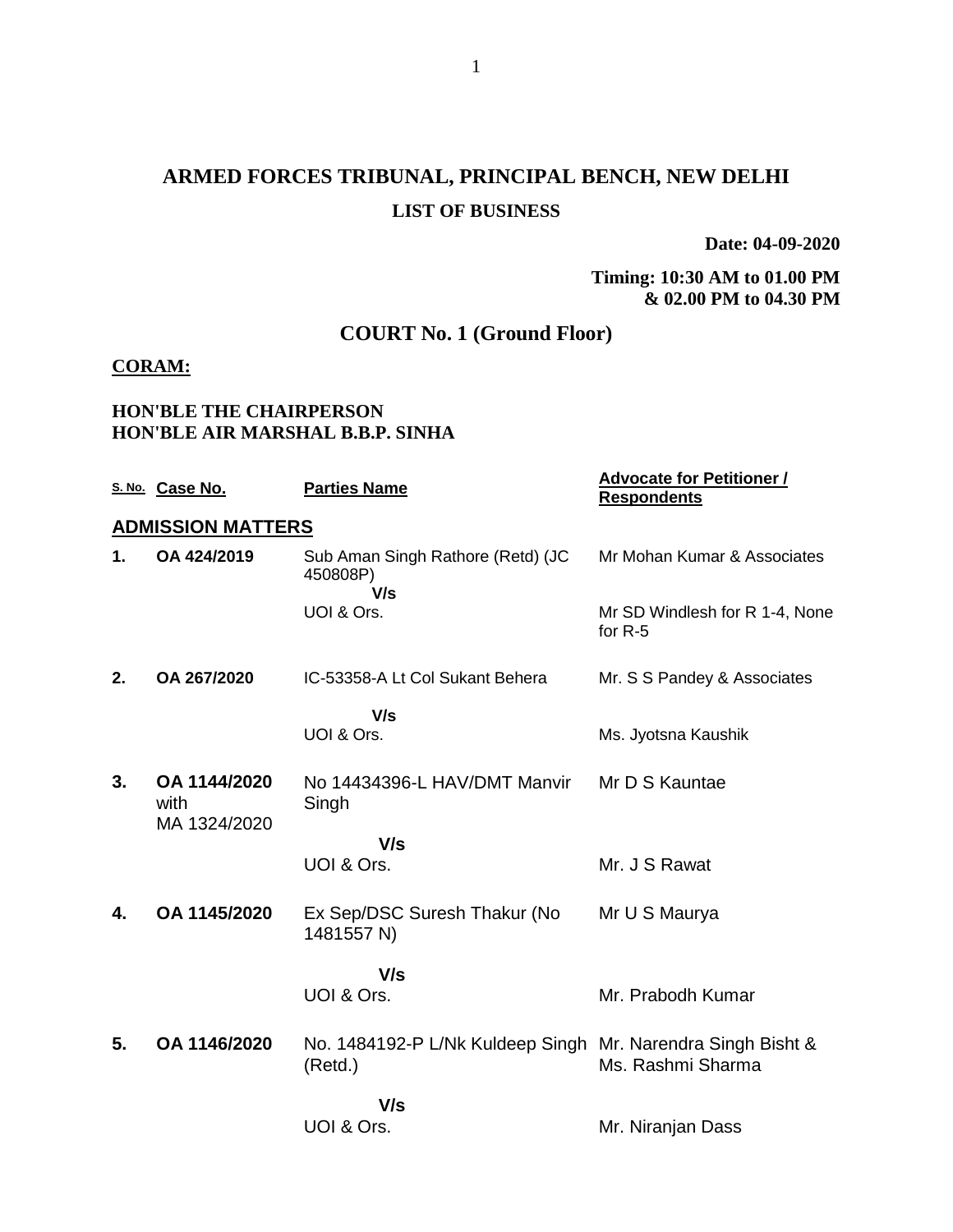# ARMED FORCES TRIBUNAL, PRINCIPAL BENCH, NEW DELHI

## LIST OF BUSINESS

**Date: 04-09-2020**

**Timing: 10:30 AM to 01.00 PM & 02.00 PM to 04.30 PM**

## COURT No. 1 (Ground Floor)

**CORAM:**

**HON'BLE THE CHAIRPERSON**
**HON'BLE AIR MARSHAL B.B.P. SINHA**

| S. No. | Case No. | Parties Name | Advocate for Petitioner / Respondents |
|---|---|---|---|
| **ADMISSION MATTERS** | | | |
| **1.** | **OA 424/2019** | Sub Aman Singh Rathore (Retd) (JC 450808P) **V/s** UOI & Ors. | Mr Mohan Kumar & Associates<br>Mr SD Windlesh for R 1-4, None for R-5 |
| **2.** | **OA 267/2020** | IC-53358-A Lt Col Sukant Behera **V/s** UOI & Ors. | Mr. S S Pandey & Associates<br>Ms. Jyotsna Kaushik |
| **3.** | **OA 1144/2020** with MA 1324/2020 | No 14434396-L HAV/DMT Manvir Singh **V/s** UOI & Ors. | Mr D S Kauntae<br>Mr. J S Rawat |
| **4.** | **OA 1145/2020** | Ex Sep/DSC Suresh Thakur (No 1481557 N) **V/s** UOI & Ors. | Mr U S Maurya<br>Mr. Prabodh Kumar |
| **5.** | **OA 1146/2020** | No. 1484192-P L/Nk Kuldeep Singh (Retd.) **V/s** UOI & Ors. | Mr. Narendra Singh Bisht & Ms. Rashmi Sharma<br>Mr. Niranjan Dass |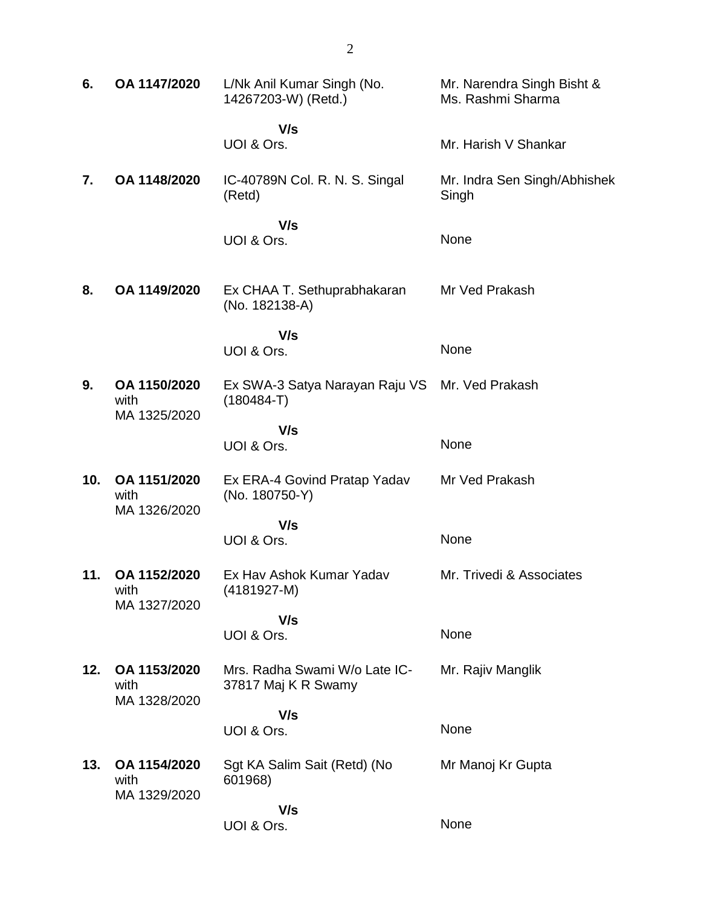| | | | |
|---|---|---|---|
| **6.** | **OA 1147/2020** | L/Nk Anil Kumar Singh (No. 14267203-W) (Retd.)<br><br>**V/s**<br>UOI & Ors. | Mr. Narendra Singh Bisht & Ms. Rashmi Sharma<br><br>Mr. Harish V Shankar |
| **7.** | **OA 1148/2020** | IC-40789N Col. R. N. S. Singal (Retd)<br><br>**V/s**<br>UOI & Ors. | Mr. Indra Sen Singh/Abhishek Singh<br><br>None |
| **8.** | **OA 1149/2020** | Ex CHAA T. Sethuprabhakaran (No. 182138-A)<br><br>**V/s**<br>UOI & Ors. | Mr Ved Prakash<br><br>None |
| **9.** | **OA 1150/2020** with MA 1325/2020 | Ex SWA-3 Satya Narayan Raju VS (180484-T)<br><br>**V/s**<br>UOI & Ors. | Mr. Ved Prakash<br><br>None |
| **10.** | **OA 1151/2020** with MA 1326/2020 | Ex ERA-4 Govind Pratap Yadav (No. 180750-Y)<br><br>**V/s**<br>UOI & Ors. | Mr Ved Prakash<br><br>None |
| **11.** | **OA 1152/2020** with MA 1327/2020 | Ex Hav Ashok Kumar Yadav (4181927-M)<br><br>**V/s**<br>UOI & Ors. | Mr. Trivedi & Associates<br><br>None |
| **12.** | **OA 1153/2020** with MA 1328/2020 | Mrs. Radha Swami W/o Late IC-37817 Maj K R Swamy<br><br>**V/s**<br>UOI & Ors. | Mr. Rajiv Manglik<br><br>None |
| **13.** | **OA 1154/2020** with MA 1329/2020 | Sgt KA Salim Sait (Retd) (No 601968)<br><br>**V/s**<br>UOI & Ors. | Mr Manoj Kr Gupta<br><br>None |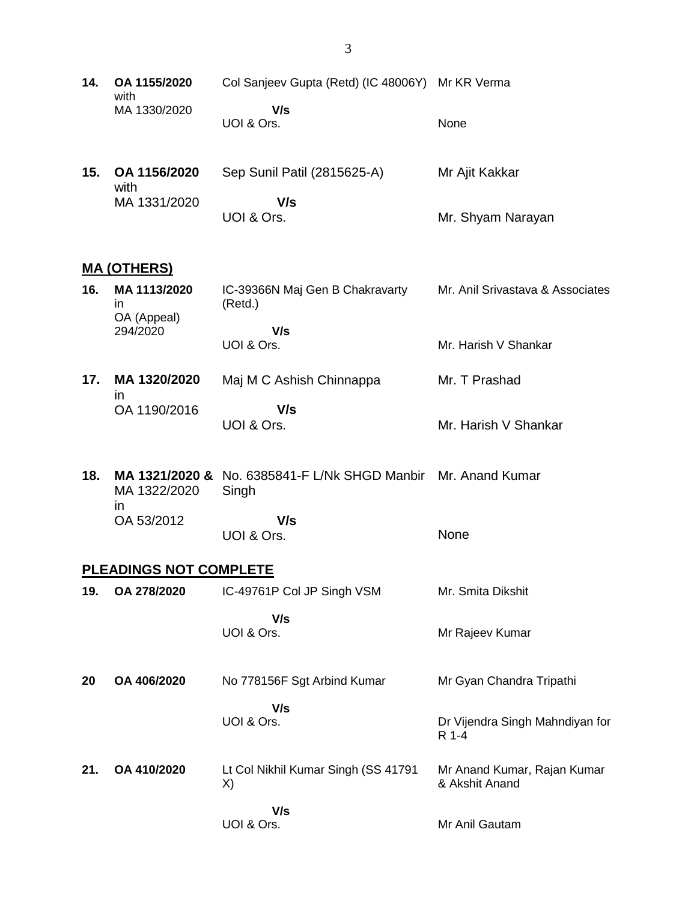| | | | |
|---|---|---|---|
| **14.** | **OA 1155/2020** with MA 1330/2020 | Col Sanjeev Gupta (Retd) (IC 48006Y) **V/s** UOI & Ors. | Mr KR Verma<br><br>None |
| **15.** | **OA 1156/2020** with MA 1331/2020 | Sep Sunil Patil (2815625-A) **V/s** UOI & Ors. | Mr Ajit Kakkar<br><br>Mr. Shyam Narayan |

## MA (OTHERS)

| | | | |
|---|---|---|---|
| **16.** | **MA 1113/2020** in OA (Appeal) 294/2020 | IC-39366N Maj Gen B Chakravarty (Retd.) **V/s** UOI & Ors. | Mr. Anil Srivastava & Associates<br><br>Mr. Harish V Shankar |
| **17.** | **MA 1320/2020** in OA 1190/2016 | Maj M C Ashish Chinnappa **V/s** UOI & Ors. | Mr. T Prashad<br><br>Mr. Harish V Shankar |
| **18.** | **MA 1321/2020 &** MA 1322/2020 in OA 53/2012 | No. 6385841-F L/Nk SHGD Manbir Singh **V/s** UOI & Ors. | Mr. Anand Kumar<br><br>None |

## PLEADINGS NOT COMPLETE

| | | | |
|---|---|---|---|
| **19.** | **OA 278/2020** | IC-49761P Col JP Singh VSM **V/s** UOI & Ors. | Mr. Smita Dikshit<br><br>Mr Rajeev Kumar |
| **20** | **OA 406/2020** | No 778156F Sgt Arbind Kumar **V/s** UOI & Ors. | Mr Gyan Chandra Tripathi<br><br>Dr Vijendra Singh Mahndiyan for R 1-4 |
| **21.** | **OA 410/2020** | Lt Col Nikhil Kumar Singh (SS 41791 X) **V/s** UOI & Ors. | Mr Anand Kumar, Rajan Kumar & Akshit Anand<br><br>Mr Anil Gautam |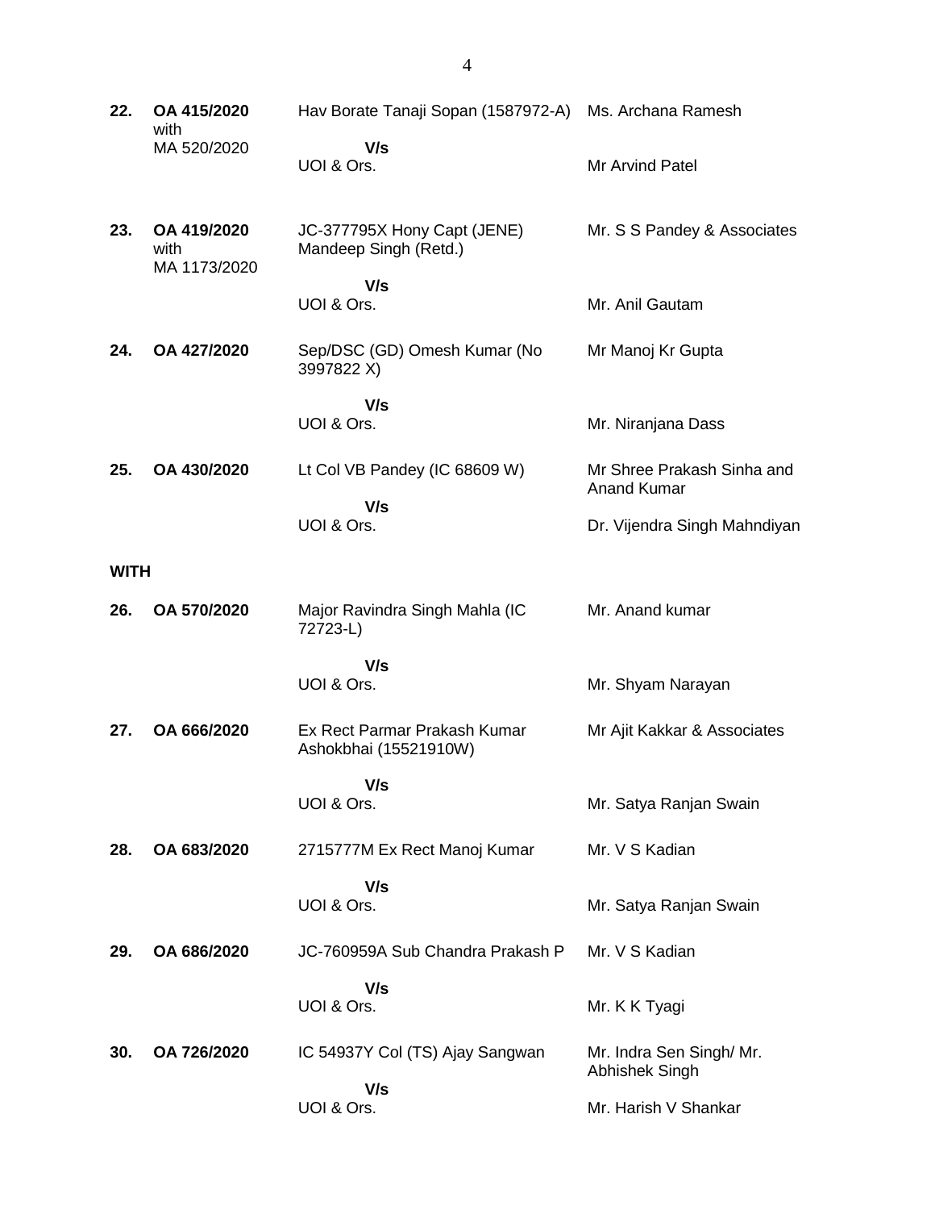| | | | |
|---|---|---|---|
| **22.** | **OA 415/2020** with MA 520/2020 | Hav Borate Tanaji Sopan (1587972-A) | Ms. Archana Ramesh |
| | | **V/s** UOI & Ors. | Mr Arvind Patel |
| **23.** | **OA 419/2020** with MA 1173/2020 | JC-377795X Hony Capt (JENE) Mandeep Singh (Retd.) | Mr. S S Pandey & Associates |
| | | **V/s** UOI & Ors. | Mr. Anil Gautam |
| **24.** | **OA 427/2020** | Sep/DSC (GD) Omesh Kumar (No 3997822 X) | Mr Manoj Kr Gupta |
| | | **V/s** UOI & Ors. | Mr. Niranjana Dass |
| **25.** | **OA 430/2020** | Lt Col VB Pandey (IC 68609 W) | Mr Shree Prakash Sinha and Anand Kumar |
| | | **V/s** UOI & Ors. | Dr. Vijendra Singh Mahndiyan |
| **WITH** | | | |
| **26.** | **OA 570/2020** | Major Ravindra Singh Mahla (IC 72723-L) | Mr. Anand kumar |
| | | **V/s** UOI & Ors. | Mr. Shyam Narayan |
| **27.** | **OA 666/2020** | Ex Rect Parmar Prakash Kumar Ashokbhai (15521910W) | Mr Ajit Kakkar & Associates |
| | | **V/s** UOI & Ors. | Mr. Satya Ranjan Swain |
| **28.** | **OA 683/2020** | 2715777M Ex Rect Manoj Kumar | Mr. V S Kadian |
| | | **V/s** UOI & Ors. | Mr. Satya Ranjan Swain |
| **29.** | **OA 686/2020** | JC-760959A Sub Chandra Prakash P | Mr. V S Kadian |
| | | **V/s** UOI & Ors. | Mr. K K Tyagi |
| **30.** | **OA 726/2020** | IC 54937Y Col (TS) Ajay Sangwan | Mr. Indra Sen Singh/ Mr. Abhishek Singh |
| | | **V/s** UOI & Ors. | Mr. Harish V Shankar |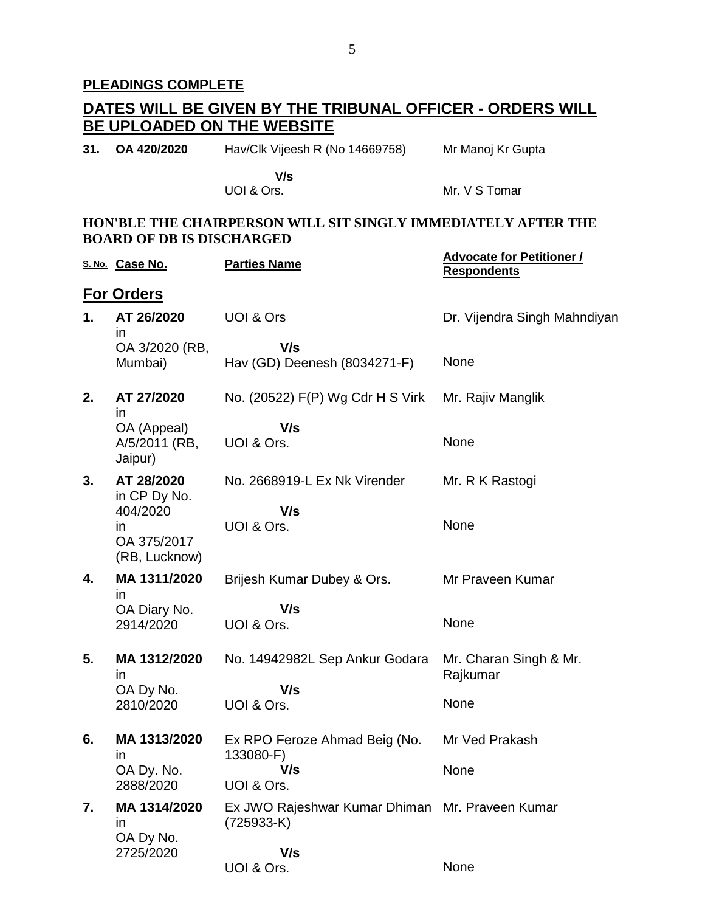**PLEADINGS COMPLETE**

## DATES WILL BE GIVEN BY THE TRIBUNAL OFFICER - ORDERS WILL BE UPLOADED ON THE WEBSITE

| | | | |
|---|---|---|---|
| **31.** | **OA 420/2020** | Hav/Clk Vijeesh R (No 14669758)<br>**V/s**<br>UOI & Ors. | Mr Manoj Kr Gupta<br><br>Mr. V S Tomar |

**HON'BLE THE CHAIRPERSON WILL SIT SINGLY IMMEDIATELY AFTER THE BOARD OF DB IS DISCHARGED**

| S. No. | Case No. | Parties Name | Advocate for Petitioner / Respondents |
|---|---|---|---|
| | **For Orders** | | |
| **1.** | **AT 26/2020** in OA 3/2020 (RB, Mumbai) | UOI & Ors<br>**V/s**<br>Hav (GD) Deenesh (8034271-F) | Dr. Vijendra Singh Mahndiyan<br><br>None |
| **2.** | **AT 27/2020** in OA (Appeal) A/5/2011 (RB, Jaipur) | No. (20522) F(P) Wg Cdr H S Virk<br>**V/s**<br>UOI & Ors. | Mr. Rajiv Manglik<br><br>None |
| **3.** | **AT 28/2020** in CP Dy No. 404/2020 in OA 375/2017 (RB, Lucknow) | No. 2668919-L Ex Nk Virender<br>**V/s**<br>UOI & Ors. | Mr. R K Rastogi<br><br>None |
| **4.** | **MA 1311/2020** in OA Diary No. 2914/2020 | Brijesh Kumar Dubey & Ors.<br>**V/s**<br>UOI & Ors. | Mr Praveen Kumar<br><br>None |
| **5.** | **MA 1312/2020** in OA Dy No. 2810/2020 | No. 14942982L Sep Ankur Godara<br>**V/s**<br>UOI & Ors. | Mr. Charan Singh & Mr. Rajkumar<br><br>None |
| **6.** | **MA 1313/2020** in OA Dy. No. 2888/2020 | Ex RPO Feroze Ahmad Beig (No. 133080-F)<br>**V/s**<br>UOI & Ors. | Mr Ved Prakash<br><br>None |
| **7.** | **MA 1314/2020** in OA Dy No. 2725/2020 | Ex JWO Rajeshwar Kumar Dhiman (725933-K)<br>**V/s**<br>UOI & Ors. | Mr. Praveen Kumar<br><br>None |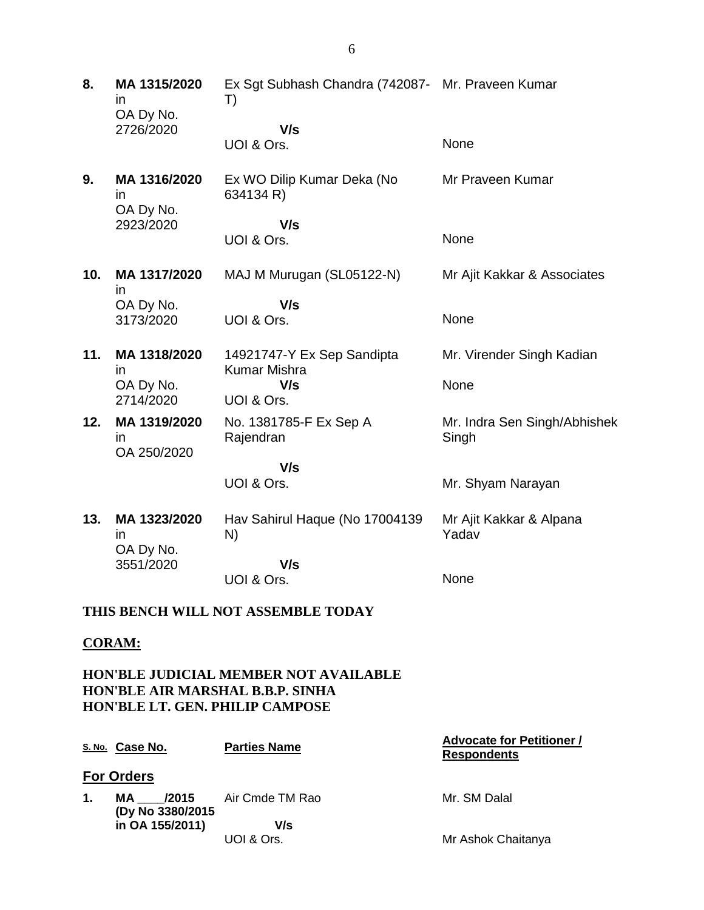| S. No. | Case No. | Parties Name | Advocate for Petitioner / Respondents |
|---|---|---|---|
| **8.** | **MA 1315/2020** in OA Dy No. 2726/2020 | Ex Sgt Subhash Chandra (742087-T) **V/s** UOI & Ors. | Mr. Praveen Kumar<br><br>None |
| **9.** | **MA 1316/2020** in OA Dy No. 2923/2020 | Ex WO Dilip Kumar Deka (No 634134 R) **V/s** UOI & Ors. | Mr Praveen Kumar<br><br>None |
| **10.** | **MA 1317/2020** in OA Dy No. 3173/2020 | MAJ M Murugan (SL05122-N) **V/s** UOI & Ors. | Mr Ajit Kakkar & Associates<br><br>None |
| **11.** | **MA 1318/2020** in OA Dy No. 2714/2020 | 14921747-Y Ex Sep Sandipta Kumar Mishra **V/s** UOI & Ors. | Mr. Virender Singh Kadian<br><br>None |
| **12.** | **MA 1319/2020** in OA 250/2020 | No. 1381785-F Ex Sep A Rajendran **V/s** UOI & Ors. | Mr. Indra Sen Singh/Abhishek Singh<br><br>Mr. Shyam Narayan |
| **13.** | **MA 1323/2020** in OA Dy No. 3551/2020 | Hav Sahirul Haque (No 17004139 N) **V/s** UOI & Ors. | Mr Ajit Kakkar & Alpana Yadav<br><br>None |

**THIS BENCH WILL NOT ASSEMBLE TODAY**

**CORAM:**

**HON'BLE JUDICIAL MEMBER NOT AVAILABLE**
**HON'BLE AIR MARSHAL B.B.P. SINHA**
**HON'BLE LT. GEN. PHILIP CAMPOSE**

| S. No. | Case No. | Parties Name | Advocate for Petitioner / Respondents |
|---|---|---|---|
| | **For Orders** | | |
| **1.** | **MA \_\_\_\_/2015 (Dy No 3380/2015 in OA 155/2011)** | Air Cmde TM Rao **V/s** UOI & Ors. | Mr. SM Dalal<br><br>Mr Ashok Chaitanya |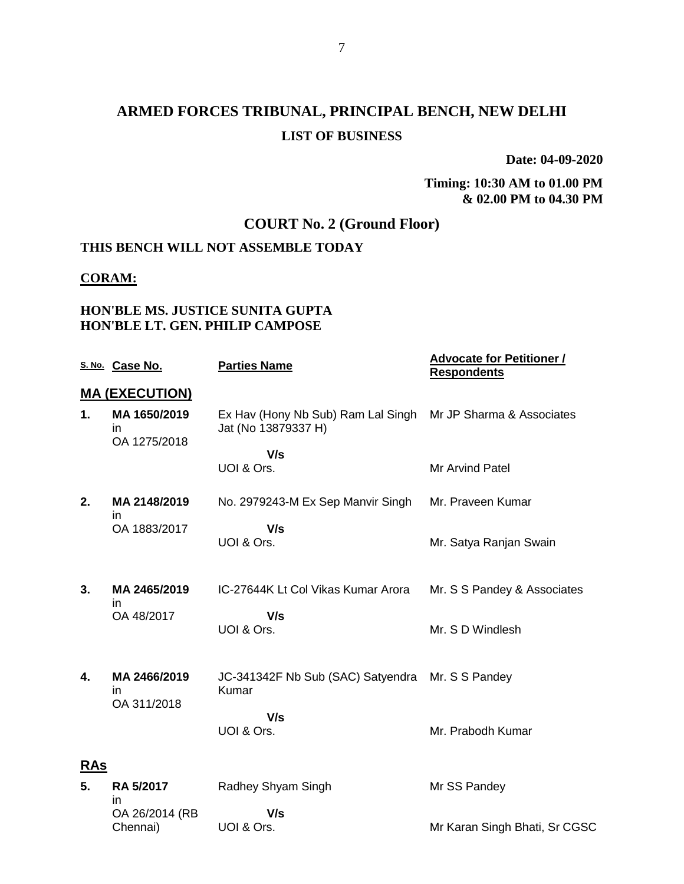# ARMED FORCES TRIBUNAL, PRINCIPAL BENCH, NEW DELHI

## LIST OF BUSINESS

**Date: 04-09-2020**

**Timing: 10:30 AM to 01.00 PM & 02.00 PM to 04.30 PM**

## COURT No. 2 (Ground Floor)

**THIS BENCH WILL NOT ASSEMBLE TODAY**

**CORAM:**

**HON'BLE MS. JUSTICE SUNITA GUPTA**
**HON'BLE LT. GEN. PHILIP CAMPOSE**

| S. No. | Case No. | Parties Name | Advocate for Petitioner / Respondents |
|---|---|---|---|
| **MA (EXECUTION)** | | | |
| 1. | MA 1650/2019 in OA 1275/2018 | Ex Hav (Hony Nb Sub) Ram Lal Singh Jat (No 13879337 H) V/s UOI & Ors. | Mr JP Sharma & Associates / Mr Arvind Patel |
| 2. | MA 2148/2019 in OA 1883/2017 | No. 2979243-M Ex Sep Manvir Singh V/s UOI & Ors. | Mr. Praveen Kumar / Mr. Satya Ranjan Swain |
| 3. | MA 2465/2019 in OA 48/2017 | IC-27644K Lt Col Vikas Kumar Arora V/s UOI & Ors. | Mr. S S Pandey & Associates / Mr. S D Windlesh |
| 4. | MA 2466/2019 in OA 311/2018 | JC-341342F Nb Sub (SAC) Satyendra Kumar V/s UOI & Ors. | Mr. S S Pandey / Mr. Prabodh Kumar |
| **RAs** | | | |
| 5. | RA 5/2017 in OA 26/2014 (RB Chennai) | Radhey Shyam Singh V/s UOI & Ors. | Mr SS Pandey / Mr Karan Singh Bhati, Sr CGSC |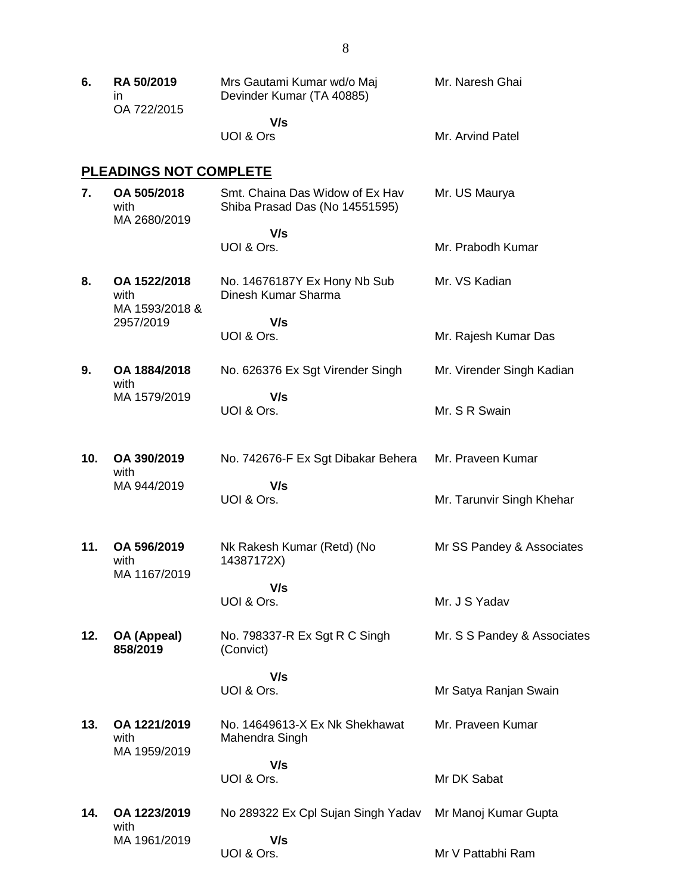| | | | |
|---|---|---|---|
| **6.** | **RA 50/2019** in OA 722/2015 | Mrs Gautami Kumar wd/o Maj Devinder Kumar (TA 40885) **V/s** UOI & Ors | Mr. Naresh Ghai<br><br>Mr. Arvind Patel |

## PLEADINGS NOT COMPLETE

| | | | |
|---|---|---|---|
| **7.** | **OA 505/2018** with MA 2680/2019 | Smt. Chaina Das Widow of Ex Hav Shiba Prasad Das (No 14551595) **V/s** UOI & Ors. | Mr. US Maurya<br><br>Mr. Prabodh Kumar |
| **8.** | **OA 1522/2018** with MA 1593/2018 & 2957/2019 | No. 14676187Y Ex Hony Nb Sub Dinesh Kumar Sharma **V/s** UOI & Ors. | Mr. VS Kadian<br><br>Mr. Rajesh Kumar Das |
| **9.** | **OA 1884/2018** with MA 1579/2019 | No. 626376 Ex Sgt Virender Singh **V/s** UOI & Ors. | Mr. Virender Singh Kadian<br><br>Mr. S R Swain |
| **10.** | **OA 390/2019** with MA 944/2019 | No. 742676-F Ex Sgt Dibakar Behera **V/s** UOI & Ors. | Mr. Praveen Kumar<br><br>Mr. Tarunvir Singh Khehar |
| **11.** | **OA 596/2019** with MA 1167/2019 | Nk Rakesh Kumar (Retd) (No 14387172X) **V/s** UOI & Ors. | Mr SS Pandey & Associates<br><br>Mr. J S Yadav |
| **12.** | **OA (Appeal) 858/2019** | No. 798337-R Ex Sgt R C Singh (Convict) **V/s** UOI & Ors. | Mr. S S Pandey & Associates<br><br>Mr Satya Ranjan Swain |
| **13.** | **OA 1221/2019** with MA 1959/2019 | No. 14649613-X Ex Nk Shekhawat Mahendra Singh **V/s** UOI & Ors. | Mr. Praveen Kumar<br><br>Mr DK Sabat |
| **14.** | **OA 1223/2019** with MA 1961/2019 | No 289322 Ex Cpl Sujan Singh Yadav **V/s** UOI & Ors. | Mr Manoj Kumar Gupta<br><br>Mr V Pattabhi Ram |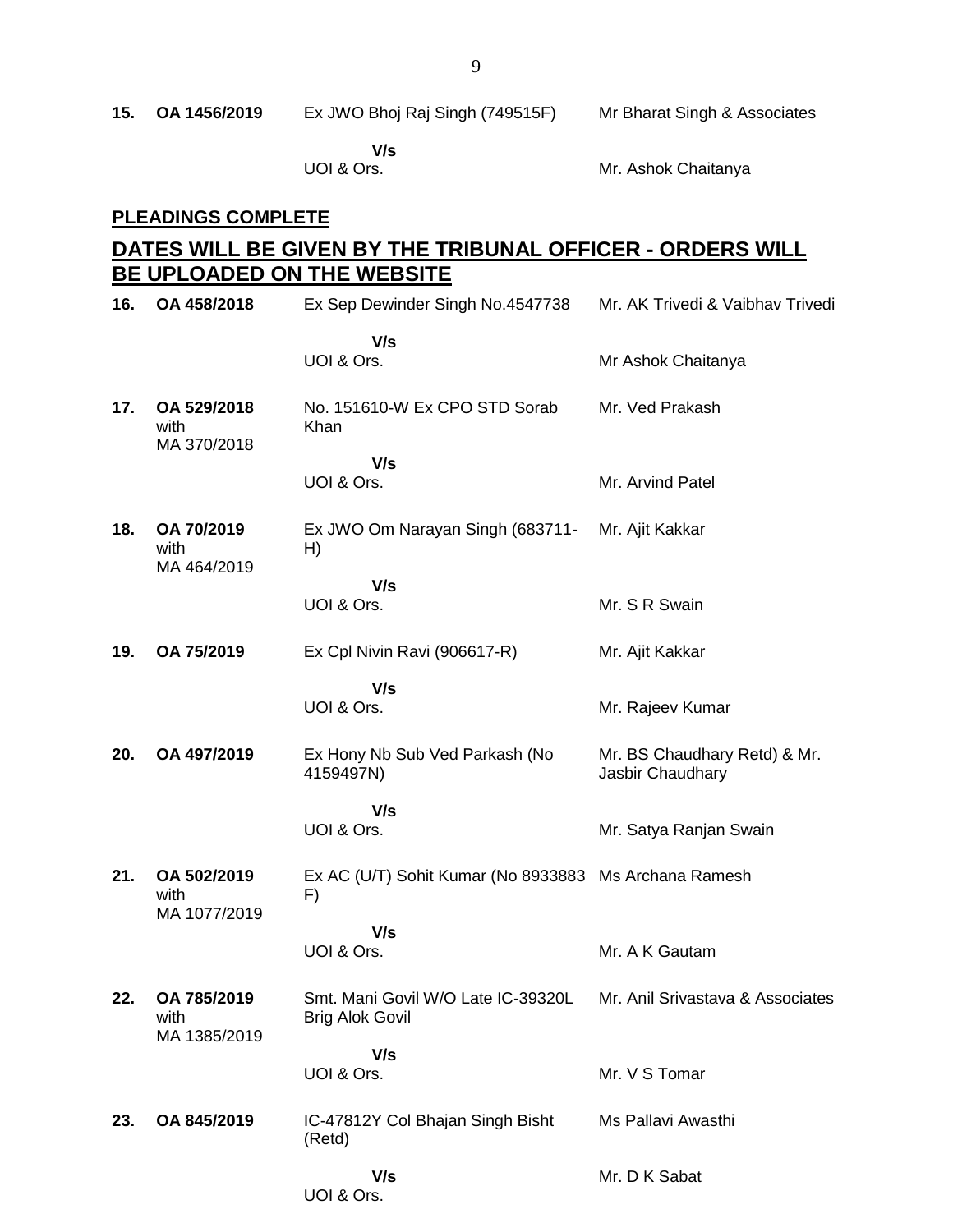| | | | |
|---|---|---|---|
| **15.** | **OA 1456/2019** | Ex JWO Bhoj Raj Singh (749515F)<br><br>**V/s**<br>UOI & Ors. | Mr Bharat Singh & Associates<br><br><br>Mr. Ashok Chaitanya |

**PLEADINGS COMPLETE**

## DATES WILL BE GIVEN BY THE TRIBUNAL OFFICER - ORDERS WILL BE UPLOADED ON THE WEBSITE

| | | | |
|---|---|---|---|
| **16.** | **OA 458/2018** | Ex Sep Dewinder Singh No.4547738<br><br>**V/s**<br>UOI & Ors. | Mr. AK Trivedi & Vaibhav Trivedi<br><br><br>Mr Ashok Chaitanya |
| **17.** | **OA 529/2018** with MA 370/2018 | No. 151610-W Ex CPO STD Sorab Khan<br><br>**V/s**<br>UOI & Ors. | Mr. Ved Prakash<br><br><br>Mr. Arvind Patel |
| **18.** | **OA 70/2019** with MA 464/2019 | Ex JWO Om Narayan Singh (683711-H)<br><br>**V/s**<br>UOI & Ors. | Mr. Ajit Kakkar<br><br><br>Mr. S R Swain |
| **19.** | **OA 75/2019** | Ex Cpl Nivin Ravi (906617-R)<br><br>**V/s**<br>UOI & Ors. | Mr. Ajit Kakkar<br><br><br>Mr. Rajeev Kumar |
| **20.** | **OA 497/2019** | Ex Hony Nb Sub Ved Parkash (No 4159497N)<br><br>**V/s**<br>UOI & Ors. | Mr. BS Chaudhary Retd) & Mr. Jasbir Chaudhary<br><br><br>Mr. Satya Ranjan Swain |
| **21.** | **OA 502/2019** with MA 1077/2019 | Ex AC (U/T) Sohit Kumar (No 8933883 F)<br><br>**V/s**<br>UOI & Ors. | Ms Archana Ramesh<br><br><br>Mr. A K Gautam |
| **22.** | **OA 785/2019** with MA 1385/2019 | Smt. Mani Govil W/O Late IC-39320L Brig Alok Govil<br><br>**V/s**<br>UOI & Ors. | Mr. Anil Srivastava & Associates<br><br><br>Mr. V S Tomar |
| **23.** | **OA 845/2019** | IC-47812Y Col Bhajan Singh Bisht (Retd)<br><br>**V/s**<br>UOI & Ors. | Ms Pallavi Awasthi<br><br><br>Mr. D K Sabat |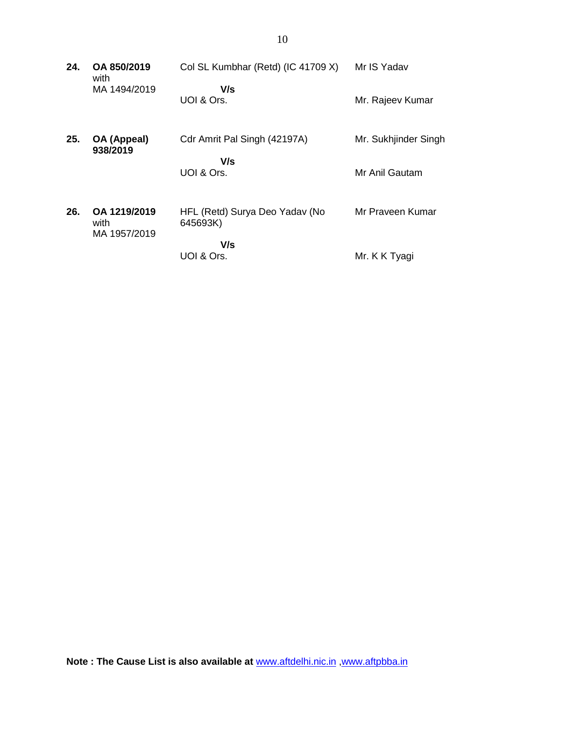| | | | |
|---|---|---|---|
| **24.** | **OA 850/2019** with MA 1494/2019 | Col SL Kumbhar (Retd) (IC 41709 X)<br>**V/s**<br>UOI & Ors. | Mr IS Yadav<br><br>Mr. Rajeev Kumar |
| **25.** | **OA (Appeal) 938/2019** | Cdr Amrit Pal Singh (42197A)<br>**V/s**<br>UOI & Ors. | Mr. Sukhjinder Singh<br><br>Mr Anil Gautam |
| **26.** | **OA 1219/2019** with MA 1957/2019 | HFL (Retd) Surya Deo Yadav (No 645693K)<br>**V/s**<br>UOI & Ors. | Mr Praveen Kumar<br><br>Mr. K K Tyagi |

**Note : The Cause List is also available at** www.aftdelhi.nic.in ,www.aftpbba.in